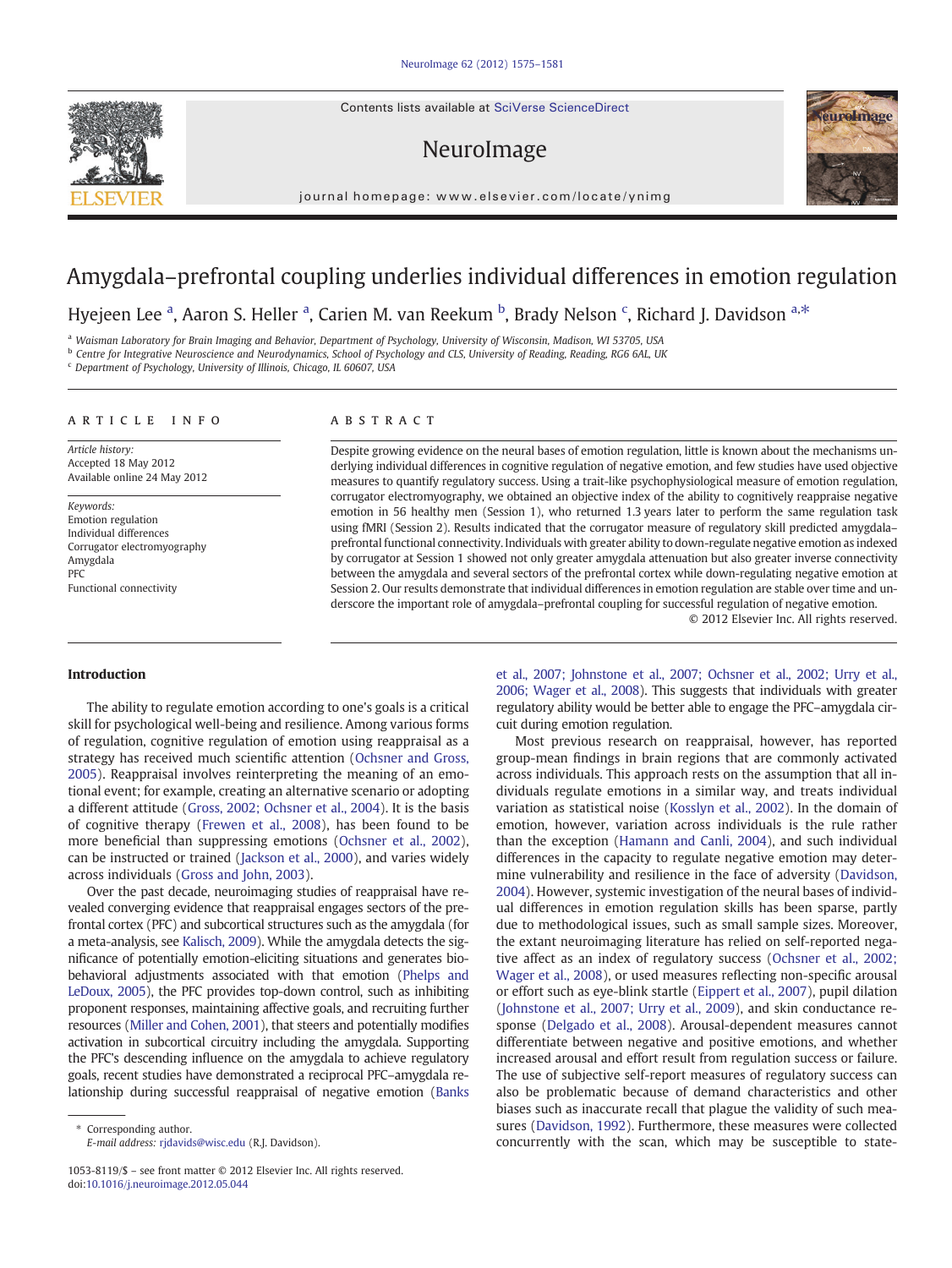# Amygdala–prefrontal coupling underlies individual differences in emotion regulation

Hyejeen Lee [a], Aaron S. Heller [a], Carien M. van Reekum [b], Brady Nelson [c], Richard J. Davidson [a,*]

[a] Waisman Laboratory for Brain Imaging and Behavior, Department of Psychology, University of Wisconsin, Madison, WI 53705, USA
[b] Centre for Integrative Neuroscience and Neurodynamics, School of Psychology and CLS, University of Reading, Reading, RG6 6AL, UK
[c] Department of Psychology, University of Illinois, Chicago, IL 60607, USA

## ARTICLE INFO

*Article history:*
Accepted 18 May 2012
Available online 24 May 2012

*Keywords:*
Emotion regulation
Individual differences
Corrugator electromyography
Amygdala
PFC
Functional connectivity

## ABSTRACT

Despite growing evidence on the neural bases of emotion regulation, little is known about the mechanisms underlying individual differences in cognitive regulation of negative emotion, and few studies have used objective measures to quantify regulatory success. Using a trait-like psychophysiological measure of emotion regulation, corrugator electromyography, we obtained an objective index of the ability to cognitively reappraise negative emotion in 56 healthy men (Session 1), who returned 1.3 years later to perform the same regulation task using fMRI (Session 2). Results indicated that the corrugator measure of regulatory skill predicted amygdala–prefrontal functional connectivity. Individuals with greater ability to down-regulate negative emotion as indexed by corrugator at Session 1 showed not only greater amygdala attenuation but also greater inverse connectivity between the amygdala and several sectors of the prefrontal cortex while down-regulating negative emotion at Session 2. Our results demonstrate that individual differences in emotion regulation are stable over time and underscore the important role of amygdala–prefrontal coupling for successful regulation of negative emotion.

© 2012 Elsevier Inc. All rights reserved.

## Introduction

The ability to regulate emotion according to one's goals is a critical skill for psychological well-being and resilience. Among various forms of regulation, cognitive regulation of emotion using reappraisal as a strategy has received much scientific attention (Ochsner and Gross, 2005). Reappraisal involves reinterpreting the meaning of an emotional event; for example, creating an alternative scenario or adopting a different attitude (Gross, 2002; Ochsner et al., 2004). It is the basis of cognitive therapy (Frewen et al., 2008), has been found to be more beneficial than suppressing emotions (Ochsner et al., 2002), can be instructed or trained (Jackson et al., 2000), and varies widely across individuals (Gross and John, 2003).

Over the past decade, neuroimaging studies of reappraisal have revealed converging evidence that reappraisal engages sectors of the prefrontal cortex (PFC) and subcortical structures such as the amygdala (for a meta-analysis, see Kalisch, 2009). While the amygdala detects the significance of potentially emotion-eliciting situations and generates biobehavioral adjustments associated with that emotion (Phelps and LeDoux, 2005), the PFC provides top-down control, such as inhibiting proponent responses, maintaining affective goals, and recruiting further resources (Miller and Cohen, 2001), that steers and potentially modifies activation in subcortical circuitry including the amygdala. Supporting the PFC's descending influence on the amygdala to achieve regulatory goals, recent studies have demonstrated a reciprocal PFC–amygdala relationship during successful reappraisal of negative emotion (Banks et al., 2007; Johnstone et al., 2007; Ochsner et al., 2002; Urry et al., 2006; Wager et al., 2008). This suggests that individuals with greater regulatory ability would be better able to engage the PFC–amygdala circuit during emotion regulation.

Most previous research on reappraisal, however, has reported group-mean findings in brain regions that are commonly activated across individuals. This approach rests on the assumption that all individuals regulate emotions in a similar way, and treats individual variation as statistical noise (Kosslyn et al., 2002). In the domain of emotion, however, variation across individuals is the rule rather than the exception (Hamann and Canli, 2004), and such individual differences in the capacity to regulate negative emotion may determine vulnerability and resilience in the face of adversity (Davidson, 2004). However, systemic investigation of the neural bases of individual differences in emotion regulation skills has been sparse, partly due to methodological issues, such as small sample sizes. Moreover, the extant neuroimaging literature has relied on self-reported negative affect as an index of regulatory success (Ochsner et al., 2002; Wager et al., 2008), or used measures reflecting non-specific arousal or effort such as eye-blink startle (Eippert et al., 2007), pupil dilation (Johnstone et al., 2007; Urry et al., 2009), and skin conductance response (Delgado et al., 2008). Arousal-dependent measures cannot differentiate between negative and positive emotions, and whether increased arousal and effort result from regulation success or failure. The use of subjective self-report measures of regulatory success can also be problematic because of demand characteristics and other biases such as inaccurate recall that plague the validity of such measures (Davidson, 1992). Furthermore, these measures were collected concurrently with the scan, which may be susceptible to state-

\* Corresponding author.
*E-mail address:* rjdavids@wisc.edu (R.J. Davidson).

1053-8119/$ – see front matter © 2012 Elsevier Inc. All rights reserved.
doi:10.1016/j.neuroimage.2012.05.044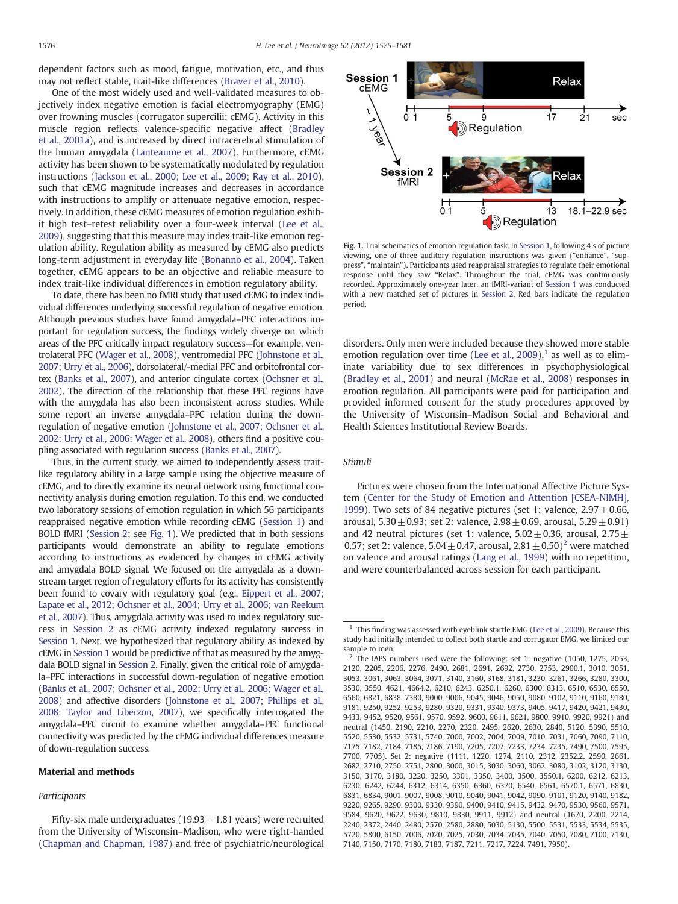dependent factors such as mood, fatigue, motivation, etc., and thus may not reflect stable, trait-like differences (Braver et al., 2010).

One of the most widely used and well-validated measures to objectively index negative emotion is facial electromyography (EMG) over frowning muscles (corrugator supercilii; cEMG). Activity in this muscle region reflects valence-specific negative affect (Bradley et al., 2001a), and is increased by direct intracerebral stimulation of the human amygdala (Lanteaume et al., 2007). Furthermore, cEMG activity has been shown to be systematically modulated by regulation instructions (Jackson et al., 2000; Lee et al., 2009; Ray et al., 2010), such that cEMG magnitude increases and decreases in accordance with instructions to amplify or attenuate negative emotion, respectively. In addition, these cEMG measures of emotion regulation exhibit high test–retest reliability over a four-week interval (Lee et al., 2009), suggesting that this measure may index trait-like emotion regulation ability. Regulation ability as measured by cEMG also predicts long-term adjustment in everyday life (Bonanno et al., 2004). Taken together, cEMG appears to be an objective and reliable measure to index trait-like individual differences in emotion regulatory ability.

To date, there has been no fMRI study that used cEMG to index individual differences underlying successful regulation of negative emotion. Although previous studies have found amygdala–PFC interactions important for regulation success, the findings widely diverge on which areas of the PFC critically impact regulatory success—for example, ventrolateral PFC (Wager et al., 2008), ventromedial PFC (Johnstone et al., 2007; Urry et al., 2006), dorsolateral/-medial PFC and orbitofrontal cortex (Banks et al., 2007), and anterior cingulate cortex (Ochsner et al., 2002). The direction of the relationship that these PFC regions have with the amygdala has also been inconsistent across studies. While some report an inverse amygdala–PFC relation during the down-regulation of negative emotion (Johnstone et al., 2007; Ochsner et al., 2002; Urry et al., 2006; Wager et al., 2008), others find a positive coupling associated with regulation success (Banks et al., 2007).

Thus, in the current study, we aimed to independently assess trait-like regulatory ability in a large sample using the objective measure of cEMG, and to directly examine its neural network using functional connectivity analysis during emotion regulation. To this end, we conducted two laboratory sessions of emotion regulation in which 56 participants reappraised negative emotion while recording cEMG (Session 1) and BOLD fMRI (Session 2; see Fig. 1). We predicted that in both sessions participants would demonstrate an ability to regulate emotions according to instructions as evidenced by changes in cEMG activity and amygdala BOLD signal. We focused on the amygdala as a downstream target region of regulatory efforts for its activity has consistently been found to covary with regulatory goal (e.g., Eippert et al., 2007; Lapate et al., 2012; Ochsner et al., 2004; Urry et al., 2006; van Reekum et al., 2007). Thus, amygdala activity was used to index regulatory success in Session 2 as cEMG activity indexed regulatory success in Session 1. Next, we hypothesized that regulatory ability as indexed by cEMG in Session 1 would be predictive of that as measured by the amygdala BOLD signal in Session 2. Finally, given the critical role of amygdala–PFC interactions in successful down-regulation of negative emotion (Banks et al., 2007; Ochsner et al., 2002; Urry et al., 2006; Wager et al., 2008) and affective disorders (Johnstone et al., 2007; Phillips et al., 2008; Taylor and Liberzon, 2007), we specifically interrogated the amygdala–PFC circuit to examine whether amygdala–PFC functional connectivity was predicted by the cEMG individual differences measure of down-regulation success.

**Fig. 1.** Trial schematics of emotion regulation task. In Session 1, following 4 s of picture viewing, one of three auditory regulation instructions was given ("enhance", "suppress", "maintain"). Participants used reappraisal strategies to regulate their emotional response until they saw "Relax". Throughout the trial, cEMG was continuously recorded. Approximately one-year later, an fMRI-variant of Session 1 was conducted with a new matched set of pictures in Session 2. Red bars indicate the regulation period.

## Material and methods

### Participants

Fifty-six male undergraduates (19.93 ± 1.81 years) were recruited from the University of Wisconsin–Madison, who were right-handed (Chapman and Chapman, 1987) and free of psychiatric/neurological disorders. Only men were included because they showed more stable emotion regulation over time (Lee et al., 2009),[1] as well as to eliminate variability due to sex differences in psychophysiological (Bradley et al., 2001) and neural (McRae et al., 2008) responses in emotion regulation. All participants were paid for participation and provided informed consent for the study procedures approved by the University of Wisconsin–Madison Social and Behavioral and Health Sciences Institutional Review Boards.

### Stimuli

Pictures were chosen from the International Affective Picture System (Center for the Study of Emotion and Attention [CSEA-NIMH], 1999). Two sets of 84 negative pictures (set 1: valence, 2.97 ± 0.66, arousal, 5.30 ± 0.93; set 2: valence, 2.98 ± 0.69, arousal, 5.29 ± 0.91) and 42 neutral pictures (set 1: valence, 5.02 ± 0.36, arousal, 2.75 ± 0.57; set 2: valence, 5.04 ± 0.47, arousal, 2.81 ± 0.50)[2] were matched on valence and arousal ratings (Lang et al., 1999) with no repetition, and were counterbalanced across session for each participant.

[1] This finding was assessed with eyeblink startle EMG (Lee et al., 2009). Because this study had initially intended to collect both startle and corrugator EMG, we limited our sample to men.

[2] The IAPS numbers used were the following: set 1: negative (1050, 1275, 2053, 2120, 2205, 2206, 2276, 2490, 2681, 2691, 2692, 2730, 2753, 2900.1, 3010, 3051, 3053, 3061, 3063, 3064, 3071, 3140, 3160, 3168, 3181, 3230, 3261, 3266, 3280, 3300, 3530, 3550, 4621, 4664.2, 6210, 6243, 6250.1, 6260, 6300, 6313, 6510, 6530, 6550, 6560, 6821, 6838, 7380, 9000, 9006, 9045, 9046, 9050, 9080, 9102, 9110, 9160, 9180, 9181, 9250, 9252, 9253, 9280, 9320, 9331, 9340, 9373, 9405, 9417, 9420, 9421, 9430, 9433, 9452, 9520, 9561, 9570, 9592, 9600, 9611, 9621, 9800, 9910, 9920, 9921) and neutral (1450, 2190, 2210, 2270, 2495, 2620, 2630, 2840, 5120, 5390, 5510, 5520, 5530, 5532, 5731, 5740, 7000, 7002, 7004, 7009, 7010, 7031, 7060, 7090, 7110, 7175, 7182, 7184, 7185, 7186, 7190, 7205, 7207, 7233, 7234, 7235, 7490, 7500, 7595, 7700, 7705). Set 2: negative (1111, 1220, 1274, 2110, 2312, 2352.2, 2590, 2661, 2682, 2710, 2750, 2751, 2800, 3000, 3015, 3030, 3060, 3062, 3080, 3102, 3120, 3130, 3150, 3170, 3180, 3220, 3250, 3301, 3350, 3400, 3500, 3550.1, 6200, 6212, 6213, 6230, 6242, 6244, 6312, 6314, 6350, 6360, 6370, 6540, 6561, 6570.1, 6571, 6830, 6831, 6834, 9001, 9007, 9008, 9010, 9040, 9041, 9042, 9090, 9101, 9120, 9140, 9182, 9220, 9265, 9290, 9300, 9330, 9390, 9400, 9410, 9415, 9432, 9470, 9530, 9560, 9571, 9584, 9620, 9622, 9630, 9810, 9830, 9911, 9912) and neutral (1670, 2200, 2214, 2240, 2372, 2440, 2480, 2570, 2580, 2880, 5030, 5130, 5500, 5531, 5533, 5534, 5535, 5720, 5800, 6150, 7006, 7020, 7025, 7030, 7034, 7035, 7040, 7050, 7080, 7100, 7130, 7140, 7150, 7170, 7180, 7183, 7187, 7211, 7217, 7224, 7491, 7950).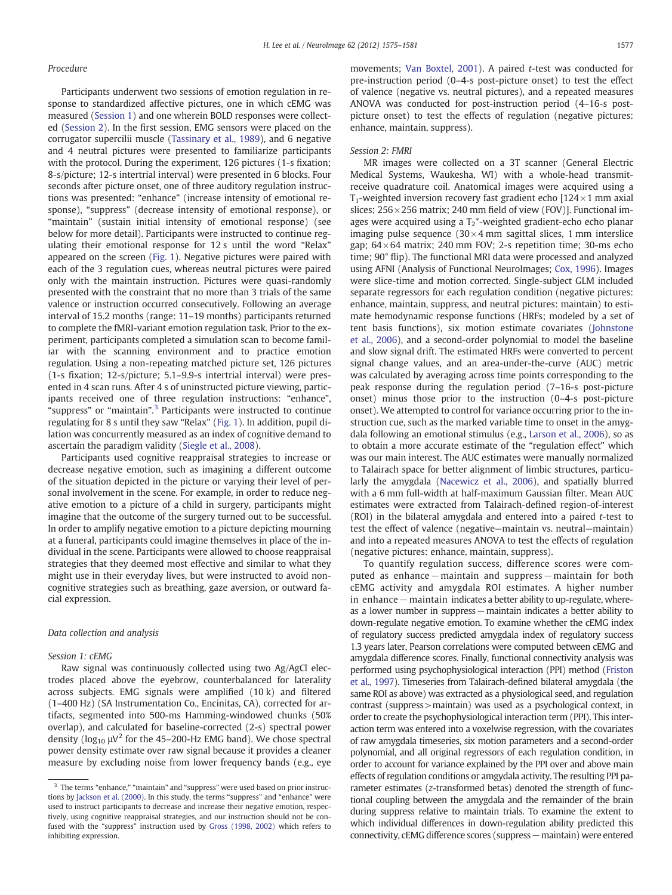### Procedure

Participants underwent two sessions of emotion regulation in response to standardized affective pictures, one in which cEMG was measured (Session 1) and one wherein BOLD responses were collected (Session 2). In the first session, EMG sensors were placed on the corrugator supercilii muscle (Tassinary et al., 1989), and 6 negative and 4 neutral pictures were presented to familiarize participants with the protocol. During the experiment, 126 pictures (1-s fixation; 8-s/picture; 12-s intertrial interval) were presented in 6 blocks. Four seconds after picture onset, one of three auditory regulation instructions was presented: "enhance" (increase intensity of emotional response), "suppress" (decrease intensity of emotional response), or "maintain" (sustain initial intensity of emotional response) (see below for more detail). Participants were instructed to continue regulating their emotional response for 12 s until the word "Relax" appeared on the screen (Fig. 1). Negative pictures were paired with each of the 3 regulation cues, whereas neutral pictures were paired only with the maintain instruction. Pictures were quasi-randomly presented with the constraint that no more than 3 trials of the same valence or instruction occurred consecutively. Following an average interval of 15.2 months (range: 11–19 months) participants returned to complete the fMRI-variant emotion regulation task. Prior to the experiment, participants completed a simulation scan to become familiar with the scanning environment and to practice emotion regulation. Using a non-repeating matched picture set, 126 pictures (1-s fixation; 12-s/picture; 5.1–9.9-s intertrial interval) were presented in 4 scan runs. After 4 s of uninstructed picture viewing, participants received one of three regulation instructions: "enhance", "suppress" or "maintain".[3] Participants were instructed to continue regulating for 8 s until they saw "Relax" (Fig. 1). In addition, pupil dilation was concurrently measured as an index of cognitive demand to ascertain the paradigm validity (Siegle et al., 2008).

Participants used cognitive reappraisal strategies to increase or decrease negative emotion, such as imagining a different outcome of the situation depicted in the picture or varying their level of personal involvement in the scene. For example, in order to reduce negative emotion to a picture of a child in surgery, participants might imagine that the outcome of the surgery turned out to be successful. In order to amplify negative emotion to a picture depicting mourning at a funeral, participants could imagine themselves in place of the individual in the scene. Participants were allowed to choose reappraisal strategies that they deemed most effective and similar to what they might use in their everyday lives, but were instructed to avoid non-cognitive strategies such as breathing, gaze aversion, or outward facial expression.

### Data collection and analysis

#### Session 1: cEMG

Raw signal was continuously collected using two Ag/AgCl electrodes placed above the eyebrow, counterbalanced for laterality across subjects. EMG signals were amplified (10 k) and filtered (1–400 Hz) (SA Instrumentation Co., Encinitas, CA), corrected for artifacts, segmented into 500-ms Hamming-windowed chunks (50% overlap), and calculated for baseline-corrected (2-s) spectral power density ($\log_{10}$ $\mu V^2$ for the 45–200-Hz EMG band). We chose spectral power density estimate over raw signal because it provides a cleaner measure by excluding noise from lower frequency bands (e.g., eye movements; Van Boxtel, 2001). A paired *t*-test was conducted for pre-instruction period (0–4-s post-picture onset) to test the effect of valence (negative vs. neutral pictures), and a repeated measures ANOVA was conducted for post-instruction period (4–16-s post-picture onset) to test the effects of regulation (negative pictures: enhance, maintain, suppress).

#### Session 2: FMRI

MR images were collected on a 3T scanner (General Electric Medical Systems, Waukesha, WI) with a whole-head transmit-receive quadrature coil. Anatomical images were acquired using a $T_1$-weighted inversion recovery fast gradient echo [124 × 1 mm axial slices; 256 × 256 matrix; 240 mm field of view (FOV)]. Functional images were acquired using a $T_2$*-weighted gradient-echo echo planar imaging pulse sequence (30 × 4 mm sagittal slices, 1 mm interslice gap; 64 × 64 matrix; 240 mm FOV; 2-s repetition time; 30-ms echo time; 90° flip). The functional MRI data were processed and analyzed using AFNI (Analysis of Functional NeuroImages; Cox, 1996). Images were slice-time and motion corrected. Single-subject GLM included separate regressors for each regulation condition (negative pictures: enhance, maintain, suppress, and neutral pictures: maintain) to estimate hemodynamic response functions (HRFs; modeled by a set of tent basis functions), six motion estimate covariates (Johnstone et al., 2006), and a second-order polynomial to model the baseline and slow signal drift. The estimated HRFs were converted to percent signal change values, and an area-under-the-curve (AUC) metric was calculated by averaging across time points corresponding to the peak response during the regulation period (7–16-s post-picture onset) minus those prior to the instruction (0–4-s post-picture onset). We attempted to control for variance occurring prior to the instruction cue, such as the marked variable time to onset in the amygdala following an emotional stimulus (e.g., Larson et al., 2006), so as to obtain a more accurate estimate of the "regulation effect" which was our main interest. The AUC estimates were manually normalized to Talairach space for better alignment of limbic structures, particularly the amygdala (Nacewicz et al., 2006), and spatially blurred with a 6 mm full-width at half-maximum Gaussian filter. Mean AUC estimates were extracted from Talairach-defined region-of-interest (ROI) in the bilateral amygdala and entered into a paired *t*-test to test the effect of valence (negative−maintain vs. neutral−maintain) and into a repeated measures ANOVA to test the effects of regulation (negative pictures: enhance, maintain, suppress).

To quantify regulation success, difference scores were computed as enhance − maintain and suppress − maintain for both cEMG activity and amygdala ROI estimates. A higher number in enhance − maintain indicates a better ability to up-regulate, whereas a lower number in suppress − maintain indicates a better ability to down-regulate negative emotion. To examine whether the cEMG index of regulatory success predicted amygdala index of regulatory success 1.3 years later, Pearson correlations were computed between cEMG and amygdala difference scores. Finally, functional connectivity analysis was performed using psychophysiological interaction (PPI) method (Friston et al., 1997). Timeseries from Talairach-defined bilateral amygdala (the same ROI as above) was extracted as a physiological seed, and regulation contrast (suppress > maintain) was used as a psychological context, in order to create the psychophysiological interaction term (PPI). This interaction term was entered into a voxelwise regression, with the covariates of raw amygdala timeseries, six motion parameters and a second-order polynomial, and all original regressors of each regulation condition, in order to account for variance explained by the PPI over and above main effects of regulation conditions or amgydala activity. The resulting PPI parameter estimates (*z*-transformed betas) denoted the strength of functional coupling between the amygdala and the remainder of the brain during suppress relative to maintain trials. To examine the extent to which individual differences in down-regulation ability predicted this connectivity, cEMG difference scores (suppress − maintain) were entered

---

[3] The terms "enhance," "maintain" and "suppress" were used based on prior instructions by Jackson et al. (2000). In this study, the terms "suppress" and "enhance" were used to instruct participants to decrease and increase their negative emotion, respectively, using cognitive reappraisal strategies, and our instruction should not be confused with the "suppress" instruction used by Gross (1998, 2002) which refers to inhibiting expression.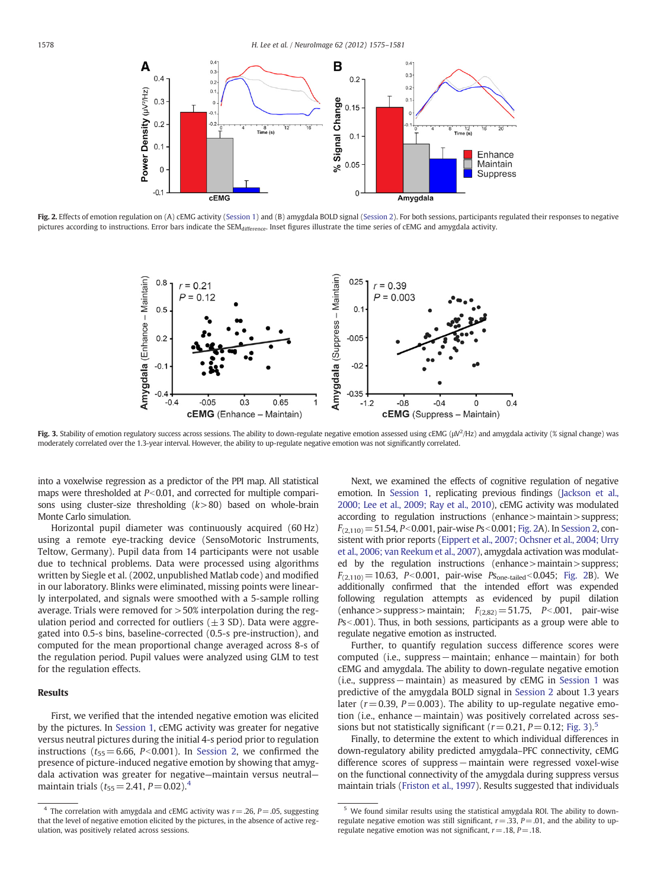Fig. 2. Effects of emotion regulation on (A) cEMG activity (Session 1) and (B) amygdala BOLD signal (Session 2). For both sessions, participants regulated their responses to negative pictures according to instructions. Error bars indicate the $SEM_{difference}$. Inset figures illustrate the time series of cEMG and amygdala activity.

Fig. 3. Stability of emotion regulatory success across sessions. The ability to down-regulate negative emotion assessed using cEMG ($\mu V^2$/Hz) and amygdala activity (% signal change) was moderately correlated over the 1.3-year interval. However, the ability to up-regulate negative emotion was not significantly correlated.

into a voxelwise regression as a predictor of the PPI map. All statistical maps were thresholded at $P<0.01$, and corrected for multiple comparisons using cluster-size thresholding ($k>80$) based on whole-brain Monte Carlo simulation.

Horizontal pupil diameter was continuously acquired (60 Hz) using a remote eye-tracking device (SensoMotoric Instruments, Teltow, Germany). Pupil data from 14 participants were not usable due to technical problems. Data were processed using algorithms written by Siegle et al. (2002, unpublished Matlab code) and modified in our laboratory. Blinks were eliminated, missing points were linearly interpolated, and signals were smoothed with a 5-sample rolling average. Trials were removed for >50% interpolation during the regulation period and corrected for outliers (±3 SD). Data were aggregated into 0.5-s bins, baseline-corrected (0.5-s pre-instruction), and computed for the mean proportional change averaged across 8-s of the regulation period. Pupil values were analyzed using GLM to test for the regulation effects.

## Results

First, we verified that the intended negative emotion was elicited by the pictures. In Session 1, cEMG activity was greater for negative versus neutral pictures during the initial 4-s period prior to regulation instructions ($t_{55}=6.66$, $P<0.001$). In Session 2, we confirmed the presence of picture-induced negative emotion by showing that amygdala activation was greater for negative—maintain versus neutral—maintain trials ($t_{55}=2.41$, $P=0.02$).[4]

Next, we examined the effects of cognitive regulation of negative emotion. In Session 1, replicating previous findings (Jackson et al., 2000; Lee et al., 2009; Ray et al., 2010), cEMG activity was modulated according to regulation instructions (enhance > maintain > suppress; $F_{(2,110)}=51.54$, $P<0.001$, pair-wise $Ps<0.001$; Fig. 2A). In Session 2, consistent with prior reports (Eippert et al., 2007; Ochsner et al., 2004; Urry et al., 2006; van Reekum et al., 2007), amygdala activation was modulated by the regulation instructions (enhance > maintain > suppress; $F_{(2,110)}=10.63$, $P<0.001$, pair-wise $Ps_{\text{one-tailed}}<0.045$; Fig. 2B). We additionally confirmed that the intended effort was expended following regulation attempts as evidenced by pupil dilation (enhance > suppress > maintain; $F_{(2,82)}=51.75$, $P<.001$, pair-wise $Ps<.001$). Thus, in both sessions, participants as a group were able to regulate negative emotion as instructed.

Further, to quantify regulation success difference scores were computed (i.e., suppress − maintain; enhance − maintain) for both cEMG and amygdala. The ability to down-regulate negative emotion (i.e., suppress − maintain) as measured by cEMG in Session 1 was predictive of the amygdala BOLD signal in Session 2 about 1.3 years later ($r=0.39$, $P=0.003$). The ability to up-regulate negative emotion (i.e., enhance − maintain) was positively correlated across sessions but not statistically significant ($r=0.21$, $P=0.12$; Fig. 3).[5]

Finally, to determine the extent to which individual differences in down-regulatory ability predicted amygdala–PFC connectivity, cEMG difference scores of suppress − maintain were regressed voxel-wise on the functional connectivity of the amygdala during suppress versus maintain trials (Friston et al., 1997). Results suggested that individuals

[4] The correlation with amygdala and cEMG activity was $r=.26$, $P=.05$, suggesting that the level of negative emotion elicited by the pictures, in the absence of active regulation, was positively related across sessions.

[5] We found similar results using the statistical amygdala ROI. The ability to down-regulate negative emotion was still significant, $r=.33$, $P=.01$, and the ability to up-regulate negative emotion was not significant, $r=.18$, $P=.18$.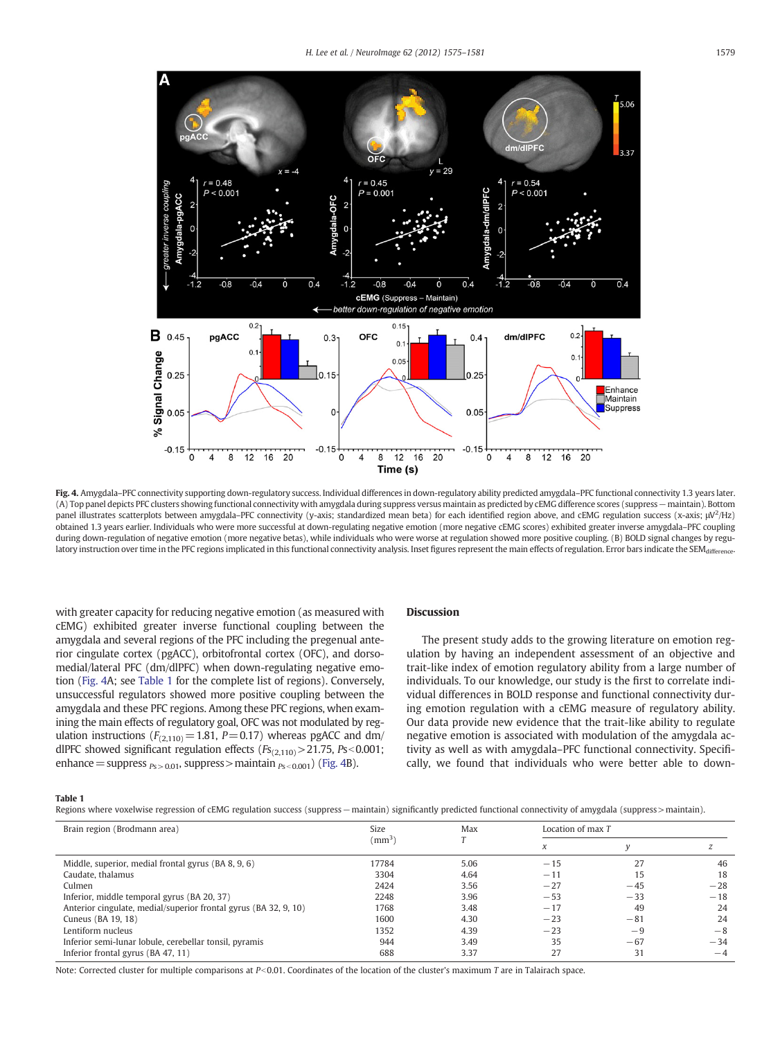**Fig. 4.** Amygdala–PFC connectivity supporting down-regulatory success. Individual differences in down-regulatory ability predicted amygdala–PFC functional connectivity 1.3 years later. (A) Top panel depicts PFC clusters showing functional connectivity with amygdala during suppress versus maintain as predicted by cEMG difference scores (suppress − maintain). Bottom panel illustrates scatterplots between amygdala–PFC connectivity (y-axis; standardized mean beta) for each identified region above, and cEMG regulation success (x-axis; $\mu V^2/Hz$) obtained 1.3 years earlier. Individuals who were more successful at down-regulating negative emotion (more negative cEMG scores) exhibited greater inverse amygdala–PFC coupling during down-regulation of negative emotion (more negative betas), while individuals who were worse at regulation showed more positive coupling. (B) BOLD signal changes by regulatory instruction over time in the PFC regions implicated in this functional connectivity analysis. Inset figures represent the main effects of regulation. Error bars indicate the $SEM_{difference}$.

with greater capacity for reducing negative emotion (as measured with cEMG) exhibited greater inverse functional coupling between the amygdala and several regions of the PFC including the pregenual anterior cingulate cortex (pgACC), orbitofrontal cortex (OFC), and dorsomedial/lateral PFC (dm/dlPFC) when down-regulating negative emotion (Fig. 4A; see Table 1 for the complete list of regions). Conversely, unsuccessful regulators showed more positive coupling between the amygdala and these PFC regions. Among these PFC regions, when examining the main effects of regulatory goal, OFC was not modulated by regulation instructions ($F_{(2,110)}=1.81$, $P=0.17$) whereas pgACC and dm/dlPFC showed significant regulation effects ($Fs_{(2,110)}>21.75$, $Ps<0.001$; enhance = suppress $_{Ps>0.01}$, suppress > maintain $_{Ps<0.001}$) (Fig. 4B).

## Discussion

The present study adds to the growing literature on emotion regulation by having an independent assessment of an objective and trait-like index of emotion regulatory ability from a large number of individuals. To our knowledge, our study is the first to correlate individual differences in BOLD response and functional connectivity during emotion regulation with a cEMG measure of regulatory ability. Our data provide new evidence that the trait-like ability to regulate negative emotion is associated with modulation of the amygdala activity as well as with amygdala–PFC functional connectivity. Specifically, we found that individuals who were better able to down-

**Table 1**
Regions where voxelwise regression of cEMG regulation success (suppress − maintain) significantly predicted functional connectivity of amygdala (suppress > maintain).

| Brain region (Brodmann area) | Size ($mm^3$) | Max *T* | Location of max *T* | | |
|---|---|---|---|---|---|
| | | | *x* | *y* | *z* |
| Middle, superior, medial frontal gyrus (BA 8, 9, 6) | 17784 | 5.06 | −15 | 27 | 46 |
| Caudate, thalamus | 3304 | 4.64 | −11 | 15 | 18 |
| Culmen | 2424 | 3.56 | −27 | −45 | −28 |
| Inferior, middle temporal gyrus (BA 20, 37) | 2248 | 3.96 | −53 | −33 | −18 |
| Anterior cingulate, medial/superior frontal gyrus (BA 32, 9, 10) | 1768 | 3.48 | −17 | 49 | 24 |
| Cuneus (BA 19, 18) | 1600 | 4.30 | −23 | −81 | 24 |
| Lentiform nucleus | 1352 | 4.39 | −23 | −9 | −8 |
| Inferior semi-lunar lobule, cerebellar tonsil, pyramis | 944 | 3.49 | 35 | −67 | −34 |
| Inferior frontal gyrus (BA 47, 11) | 688 | 3.37 | 27 | 31 | −4 |

Note: Corrected cluster for multiple comparisons at $P<0.01$. Coordinates of the location of the cluster's maximum *T* are in Talairach space.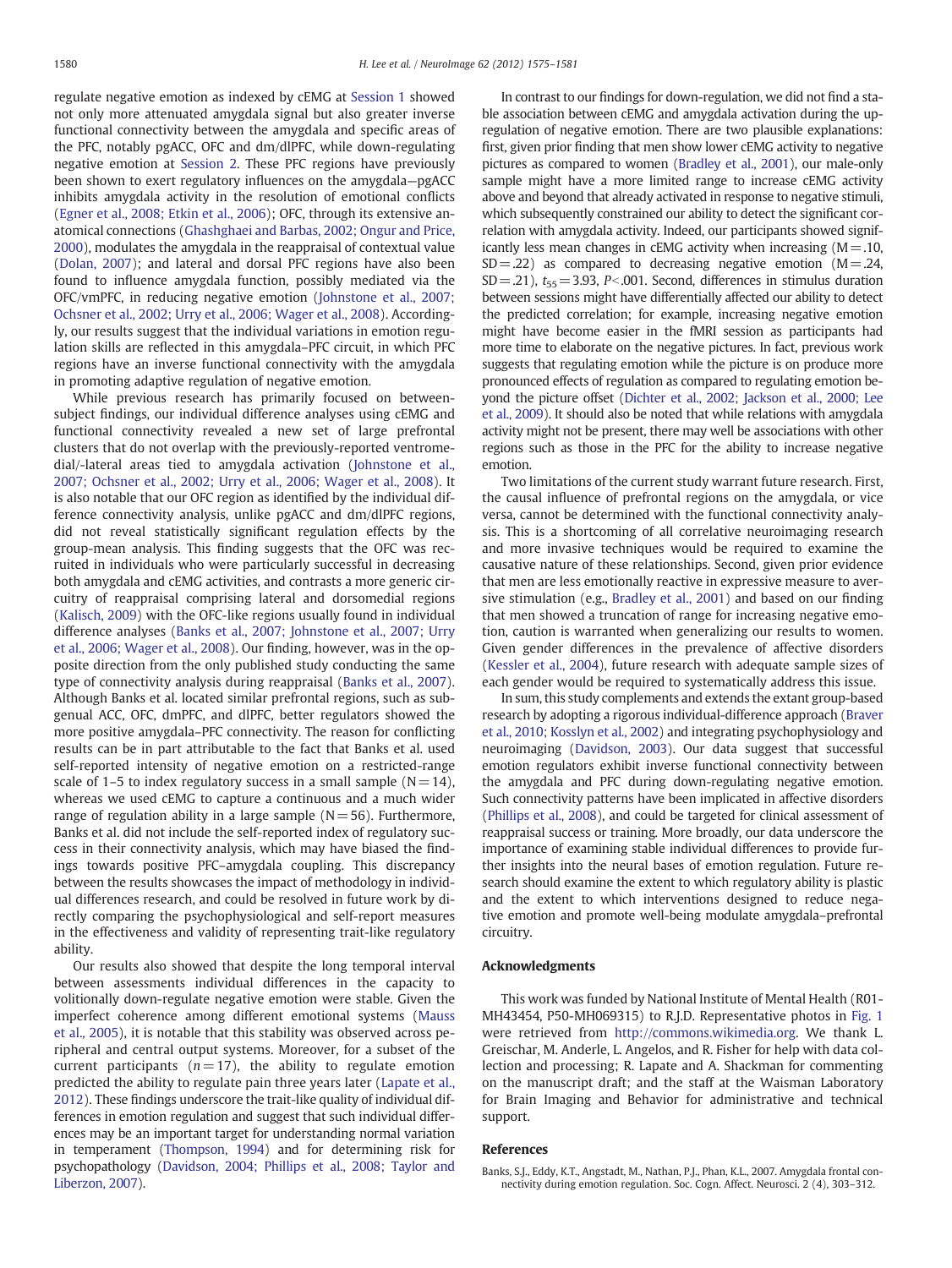regulate negative emotion as indexed by cEMG at Session 1 showed not only more attenuated amygdala signal but also greater inverse functional connectivity between the amygdala and specific areas of the PFC, notably pgACC, OFC and dm/dlPFC, while down-regulating negative emotion at Session 2. These PFC regions have previously been shown to exert regulatory influences on the amygdala—pgACC inhibits amygdala activity in the resolution of emotional conflicts (Egner et al., 2008; Etkin et al., 2006); OFC, through its extensive anatomical connections (Ghashghaei and Barbas, 2002; Ongur and Price, 2000), modulates the amygdala in the reappraisal of contextual value (Dolan, 2007); and lateral and dorsal PFC regions have also been found to influence amygdala function, possibly mediated via the OFC/vmPFC, in reducing negative emotion (Johnstone et al., 2007; Ochsner et al., 2002; Urry et al., 2006; Wager et al., 2008). Accordingly, our results suggest that the individual variations in emotion regulation skills are reflected in this amygdala–PFC circuit, in which PFC regions have an inverse functional connectivity with the amygdala in promoting adaptive regulation of negative emotion.

While previous research has primarily focused on between-subject findings, our individual difference analyses using cEMG and functional connectivity revealed a new set of large prefrontal clusters that do not overlap with the previously-reported ventromedial/-lateral areas tied to amygdala activation (Johnstone et al., 2007; Ochsner et al., 2002; Urry et al., 2006; Wager et al., 2008). It is also notable that our OFC region as identified by the individual difference connectivity analysis, unlike pgACC and dm/dlPFC regions, did not reveal statistically significant regulation effects by the group-mean analysis. This finding suggests that the OFC was recruited in individuals who were particularly successful in decreasing both amygdala and cEMG activities, and contrasts a more generic circuitry of reappraisal comprising lateral and dorsomedial regions (Kalisch, 2009) with the OFC-like regions usually found in individual difference analyses (Banks et al., 2007; Johnstone et al., 2007; Urry et al., 2006; Wager et al., 2008). Our finding, however, was in the opposite direction from the only published study conducting the same type of connectivity analysis during reappraisal (Banks et al., 2007). Although Banks et al. located similar prefrontal regions, such as subgenual ACC, OFC, dmPFC, and dlPFC, better regulators showed the more positive amygdala–PFC connectivity. The reason for conflicting results can be in part attributable to the fact that Banks et al. used self-reported intensity of negative emotion on a restricted-range scale of 1–5 to index regulatory success in a small sample (N = 14), whereas we used cEMG to capture a continuous and a much wider range of regulation ability in a large sample (N = 56). Furthermore, Banks et al. did not include the self-reported index of regulatory success in their connectivity analysis, which may have biased the findings towards positive PFC–amygdala coupling. This discrepancy between the results showcases the impact of methodology in individual differences research, and could be resolved in future work by directly comparing the psychophysiological and self-report measures in the effectiveness and validity of representing trait-like regulatory ability.

Our results also showed that despite the long temporal interval between assessments individual differences in the capacity to volitionally down-regulate negative emotion were stable. Given the imperfect coherence among different emotional systems (Mauss et al., 2005), it is notable that this stability was observed across peripheral and central output systems. Moreover, for a subset of the current participants ($n = 17$), the ability to regulate emotion predicted the ability to regulate pain three years later (Lapate et al., 2012). These findings underscore the trait-like quality of individual differences in emotion regulation and suggest that such individual differences may be an important target for understanding normal variation in temperament (Thompson, 1994) and for determining risk for psychopathology (Davidson, 2004; Phillips et al., 2008; Taylor and Liberzon, 2007).

In contrast to our findings for down-regulation, we did not find a stable association between cEMG and amygdala activation during the up-regulation of negative emotion. There are two plausible explanations: first, given prior finding that men show lower cEMG activity to negative pictures as compared to women (Bradley et al., 2001), our male-only sample might have a more limited range to increase cEMG activity above and beyond that already activated in response to negative stimuli, which subsequently constrained our ability to detect the significant correlation with amygdala activity. Indeed, our participants showed significantly less mean changes in cEMG activity when increasing (M = .10, SD = .22) as compared to decreasing negative emotion (M = .24, SD = .21), $t_{55} = 3.93$, $P < .001$. Second, differences in stimulus duration between sessions might have differentially affected our ability to detect the predicted correlation; for example, increasing negative emotion might have become easier in the fMRI session as participants had more time to elaborate on the negative pictures. In fact, previous work suggests that regulating emotion while the picture is on produce more pronounced effects of regulation as compared to regulating emotion beyond the picture offset (Dichter et al., 2002; Jackson et al., 2000; Lee et al., 2009). It should also be noted that while relations with amygdala activity might not be present, there may well be associations with other regions such as those in the PFC for the ability to increase negative emotion.

Two limitations of the current study warrant future research. First, the causal influence of prefrontal regions on the amygdala, or vice versa, cannot be determined with the functional connectivity analysis. This is a shortcoming of all correlative neuroimaging research and more invasive techniques would be required to examine the causative nature of these relationships. Second, given prior evidence that men are less emotionally reactive in expressive measure to aversive stimulation (e.g., Bradley et al., 2001) and based on our finding that men showed a truncation of range for increasing negative emotion, caution is warranted when generalizing our results to women. Given gender differences in the prevalence of affective disorders (Kessler et al., 2004), future research with adequate sample sizes of each gender would be required to systematically address this issue.

In sum, this study complements and extends the extant group-based research by adopting a rigorous individual-difference approach (Braver et al., 2010; Kosslyn et al., 2002) and integrating psychophysiology and neuroimaging (Davidson, 2003). Our data suggest that successful emotion regulators exhibit inverse functional connectivity between the amygdala and PFC during down-regulating negative emotion. Such connectivity patterns have been implicated in affective disorders (Phillips et al., 2008), and could be targeted for clinical assessment of reappraisal success or training. More broadly, our data underscore the importance of examining stable individual differences to provide further insights into the neural bases of emotion regulation. Future research should examine the extent to which regulatory ability is plastic and the extent to which interventions designed to reduce negative emotion and promote well-being modulate amygdala–prefrontal circuitry.

## Acknowledgments

This work was funded by National Institute of Mental Health (R01-MH43454, P50-MH069315) to R.J.D. Representative photos in Fig. 1 were retrieved from http://commons.wikimedia.org. We thank L. Greischar, M. Anderle, L. Angelos, and R. Fisher for help with data collection and processing; R. Lapate and A. Shackman for commenting on the manuscript draft; and the staff at the Waisman Laboratory for Brain Imaging and Behavior for administrative and technical support.

## References

Banks, S.J., Eddy, K.T., Angstadt, M., Nathan, P.J., Phan, K.L., 2007. Amygdala frontal connectivity during emotion regulation. Soc. Cogn. Affect. Neurosci. 2 (4), 303–312.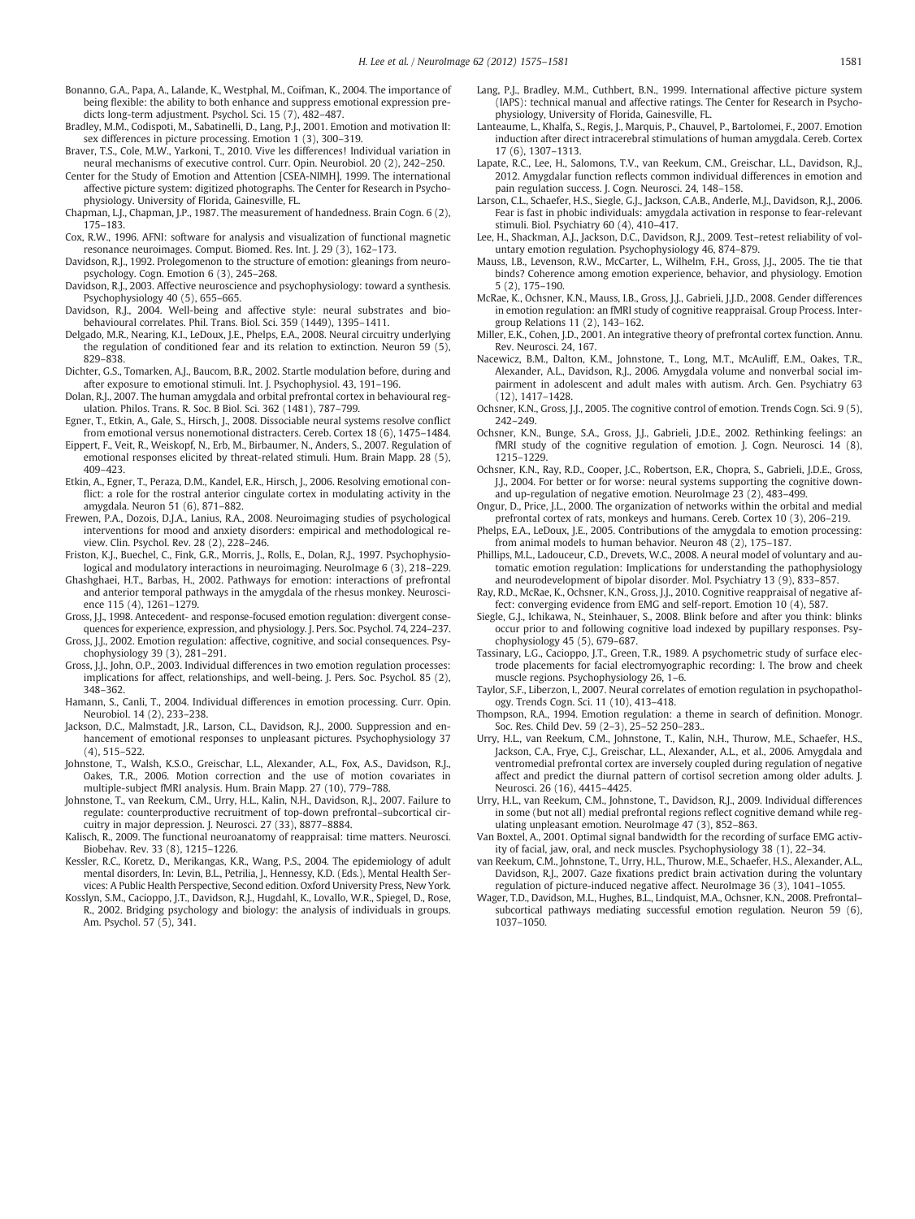Bonanno, G.A., Papa, A., Lalande, K., Westphal, M., Coifman, K., 2004. The importance of being flexible: the ability to both enhance and suppress emotional expression predicts long-term adjustment. Psychol. Sci. 15 (7), 482–487.

Bradley, M.M., Codispoti, M., Sabatinelli, D., Lang, P.J., 2001. Emotion and motivation II: sex differences in picture processing. Emotion 1 (3), 300–319.

Braver, T.S., Cole, M.W., Yarkoni, T., 2010. Vive les differences! Individual variation in neural mechanisms of executive control. Curr. Opin. Neurobiol. 20 (2), 242–250.

Center for the Study of Emotion and Attention [CSEA-NIMH], 1999. The international affective picture system: digitized photographs. The Center for Research in Psychophysiology. University of Florida, Gainesville, FL.

Chapman, L.J., Chapman, J.P., 1987. The measurement of handedness. Brain Cogn. 6 (2), 175–183.

Cox, R.W., 1996. AFNI: software for analysis and visualization of functional magnetic resonance neuroimages. Comput. Biomed. Res. Int. J. 29 (3), 162–173.

Davidson, R.J., 1992. Prolegomenon to the structure of emotion: gleanings from neuropsychology. Cogn. Emotion 6 (3), 245–268.

Davidson, R.J., 2003. Affective neuroscience and psychophysiology: toward a synthesis. Psychophysiology 40 (5), 655–665.

Davidson, R.J., 2004. Well-being and affective style: neural substrates and biobehavioural correlates. Phil. Trans. Biol. Sci. 359 (1449), 1395–1411.

Delgado, M.R., Nearing, K.I., LeDoux, J.E., Phelps, E.A., 2008. Neural circuitry underlying the regulation of conditioned fear and its relation to extinction. Neuron 59 (5), 829–838.

Dichter, G.S., Tomarken, A.J., Baucom, B.R., 2002. Startle modulation before, during and after exposure to emotional stimuli. Int. J. Psychophysiol. 43, 191–196.

Dolan, R.J., 2007. The human amygdala and orbital prefrontal cortex in behavioural regulation. Philos. Trans. R. Soc. B Biol. Sci. 362 (1481), 787–799.

Egner, T., Etkin, A., Gale, S., Hirsch, J., 2008. Dissociable neural systems resolve conflict from emotional versus nonemotional distracters. Cereb. Cortex 18 (6), 1475–1484.

Eippert, F., Veit, R., Weiskopf, N., Erb, M., Birbaumer, N., Anders, S., 2007. Regulation of emotional responses elicited by threat-related stimuli. Hum. Brain Mapp. 28 (5), 409–423.

Etkin, A., Egner, T., Peraza, D.M., Kandel, E.R., Hirsch, J., 2006. Resolving emotional conflict: a role for the rostral anterior cingulate cortex in modulating activity in the amygdala. Neuron 51 (6), 871–882.

Frewen, P.A., Dozois, D.J.A., Lanius, R.A., 2008. Neuroimaging studies of psychological interventions for mood and anxiety disorders: empirical and methodological review. Clin. Psychol. Rev. 28 (2), 228–246.

Friston, K.J., Buechel, C., Fink, G.R., Morris, J., Rolls, E., Dolan, R.J., 1997. Psychophysiological and modulatory interactions in neuroimaging. NeuroImage 6 (3), 218–229.

Ghashghaei, H.T., Barbas, H., 2002. Pathways for emotion: interactions of prefrontal and anterior temporal pathways in the amygdala of the rhesus monkey. Neuroscience 115 (4), 1261–1279.

Gross, J.J., 1998. Antecedent- and response-focused emotion regulation: divergent consequences for experience, expression, and physiology. J. Pers. Soc. Psychol. 74, 224–237.

Gross, J.J., 2002. Emotion regulation: affective, cognitive, and social consequences. Psychophysiology 39 (3), 281–291.

Gross, J.J., John, O.P., 2003. Individual differences in two emotion regulation processes: implications for affect, relationships, and well-being. J. Pers. Soc. Psychol. 85 (2), 348–362.

Hamann, S., Canli, T., 2004. Individual differences in emotion processing. Curr. Opin. Neurobiol. 14 (2), 233–238.

Jackson, D.C., Malmstadt, J.R., Larson, C.L., Davidson, R.J., 2000. Suppression and enhancement of emotional responses to unpleasant pictures. Psychophysiology 37 (4), 515–522.

Johnstone, T., Walsh, K.S.O., Greischar, L.L., Alexander, A.L., Fox, A.S., Davidson, R.J., Oakes, T.R., 2006. Motion correction and the use of motion covariates in multiple-subject fMRI analysis. Hum. Brain Mapp. 27 (10), 779–788.

Johnstone, T., van Reekum, C.M., Urry, H.L., Kalin, N.H., Davidson, R.J., 2007. Failure to regulate: counterproductive recruitment of top-down prefrontal–subcortical circuitry in major depression. J. Neurosci. 27 (33), 8877–8884.

Kalisch, R., 2009. The functional neuroanatomy of reappraisal: time matters. Neurosci. Biobehav. Rev. 33 (8), 1215–1226.

Kessler, R.C., Koretz, D., Merikangas, K.R., Wang, P.S., 2004. The epidemiology of adult mental disorders, In: Levin, B.L., Petrilia, J., Hennessy, K.D. (Eds.), Mental Health Services: A Public Health Perspective, Second edition. Oxford University Press, New York.

Kosslyn, S.M., Cacioppo, J.T., Davidson, R.J., Hugdahl, K., Lovallo, W.R., Spiegel, D., Rose, R., 2002. Bridging psychology and biology: the analysis of individuals in groups. Am. Psychol. 57 (5), 341.

Lang, P.J., Bradley, M.M., Cuthbert, B.N., 1999. International affective picture system (IAPS): technical manual and affective ratings. The Center for Research in Psychophysiology, University of Florida, Gainesville, FL.

Lanteaume, L., Khalfa, S., Regis, J., Marquis, P., Chauvel, P., Bartolomei, F., 2007. Emotion induction after direct intracerebral stimulations of human amygdala. Cereb. Cortex 17 (6), 1307–1313.

Lapate, R.C., Lee, H., Salomons, T.V., van Reekum, C.M., Greischar, L.L., Davidson, R.J., 2012. Amygdalar function reflects common individual differences in emotion and pain regulation success. J. Cogn. Neurosci. 24, 148–158.

Larson, C.L., Schaefer, H.S., Siegle, G.J., Jackson, C.A.B., Anderle, M.J., Davidson, R.J., 2006. Fear is fast in phobic individuals: amygdala activation in response to fear-relevant stimuli. Biol. Psychiatry 60 (4), 410–417.

Lee, H., Shackman, A.J., Jackson, D.C., Davidson, R.J., 2009. Test–retest reliability of voluntary emotion regulation. Psychophysiology 46, 874–879.

Mauss, I.B., Levenson, R.W., McCarter, L., Wilhelm, F.H., Gross, J.J., 2005. The tie that binds? Coherence among emotion experience, behavior, and physiology. Emotion 5 (2), 175–190.

McRae, K., Ochsner, K.N., Mauss, I.B., Gross, J.J., Gabrieli, J.J.D., 2008. Gender differences in emotion regulation: an fMRI study of cognitive reappraisal. Group Process. Intergroup Relations 11 (2), 143–162.

Miller, E.K., Cohen, J.D., 2001. An integrative theory of prefrontal cortex function. Annu. Rev. Neurosci. 24, 167.

Nacewicz, B.M., Dalton, K.M., Johnstone, T., Long, M.T., McAuliff, E.M., Oakes, T.R., Alexander, A.L., Davidson, R.J., 2006. Amygdala volume and nonverbal social impairment in adolescent and adult males with autism. Arch. Gen. Psychiatry 63 (12), 1417–1428.

Ochsner, K.N., Gross, J.J., 2005. The cognitive control of emotion. Trends Cogn. Sci. 9 (5), 242–249.

Ochsner, K.N., Bunge, S.A., Gross, J.J., Gabrieli, J.D.E., 2002. Rethinking feelings: an fMRI study of the cognitive regulation of emotion. J. Cogn. Neurosci. 14 (8), 1215–1229.

Ochsner, K.N., Ray, R.D., Cooper, J.C., Robertson, E.R., Chopra, S., Gabrieli, J.D.E., Gross, J.J., 2004. For better or for worse: neural systems supporting the cognitive down- and up-regulation of negative emotion. NeuroImage 23 (2), 483–499.

Ongur, D., Price, J.L., 2000. The organization of networks within the orbital and medial prefrontal cortex of rats, monkeys and humans. Cereb. Cortex 10 (3), 206–219.

Phelps, E.A., LeDoux, J.E., 2005. Contributions of the amygdala to emotion processing: from animal models to human behavior. Neuron 48 (2), 175–187.

Phillips, M.L., Ladouceur, C.D., Drevets, W.C., 2008. A neural model of voluntary and automatic emotion regulation: Implications for understanding the pathophysiology and neurodevelopment of bipolar disorder. Mol. Psychiatry 13 (9), 833–857.

Ray, R.D., McRae, K., Ochsner, K.N., Gross, J.J., 2010. Cognitive reappraisal of negative affect: converging evidence from EMG and self-report. Emotion 10 (4), 587.

Siegle, G.J., Ichikawa, N., Steinhauer, S., 2008. Blink before and after you think: blinks occur prior to and following cognitive load indexed by pupillary responses. Psychophysiology 45 (5), 679–687.

Tassinary, L.G., Cacioppo, J.T., Green, T.R., 1989. A psychometric study of surface electrode placements for facial electromyographic recording: I. The brow and cheek muscle regions. Psychophysiology 26, 1–6.

Taylor, S.F., Liberzon, I., 2007. Neural correlates of emotion regulation in psychopathology. Trends Cogn. Sci. 11 (10), 413–418.

Thompson, R.A., 1994. Emotion regulation: a theme in search of definition. Monogr. Soc. Res. Child Dev. 59 (2–3), 25–52 250–283..

Urry, H.L., van Reekum, C.M., Johnstone, T., Kalin, N.H., Thurow, M.E., Schaefer, H.S., Jackson, C.A., Frye, C.J., Greischar, L.L., Alexander, A.L., et al., 2006. Amygdala and ventromedial prefrontal cortex are inversely coupled during regulation of negative affect and predict the diurnal pattern of cortisol secretion among older adults. J. Neurosci. 26 (16), 4415–4425.

Urry, H.L., van Reekum, C.M., Johnstone, T., Davidson, R.J., 2009. Individual differences in some (but not all) medial prefrontal regions reflect cognitive demand while regulating unpleasant emotion. NeuroImage 47 (3), 852–863.

Van Boxtel, A., 2001. Optimal signal bandwidth for the recording of surface EMG activity of facial, jaw, oral, and neck muscles. Psychophysiology 38 (1), 22–34.

van Reekum, C.M., Johnstone, T., Urry, H.L., Thurow, M.E., Schaefer, H.S., Alexander, A.L., Davidson, R.J., 2007. Gaze fixations predict brain activation during the voluntary regulation of picture-induced negative affect. NeuroImage 36 (3), 1041–1055.

Wager, T.D., Davidson, M.L., Hughes, B.L., Lindquist, M.A., Ochsner, K.N., 2008. Prefrontal–subcortical pathways mediating successful emotion regulation. Neuron 59 (6), 1037–1050.